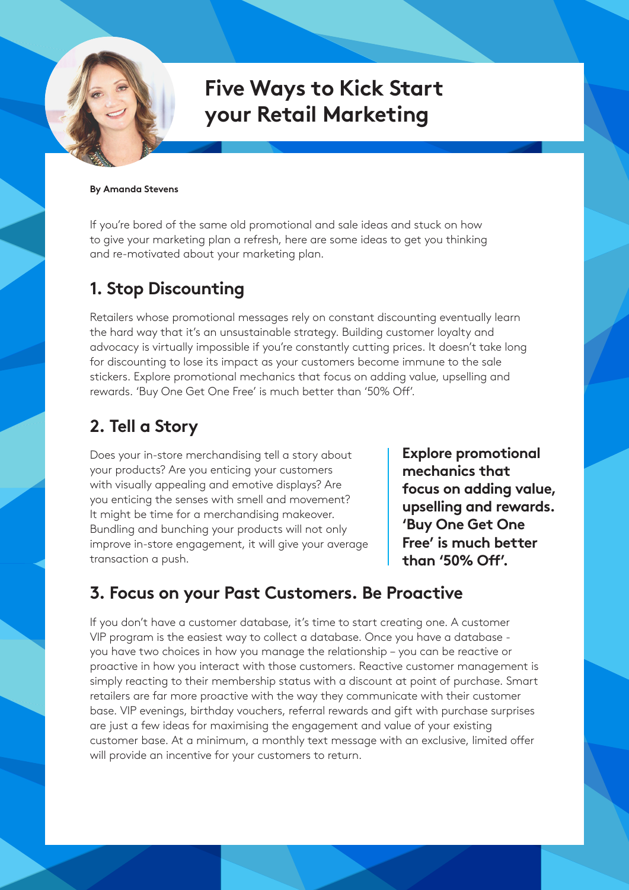# Five Ways to Kick Start your Retail Marketing

**By Amanda Stevens**

If you're bored of the same old promotional and sale ideas and stuck on how to give your marketing plan a refresh, here are some ideas to get you thinking and re-motivated about your marketing plan.

## 1. Stop Discounting

Retailers whose promotional messages rely on constant discounting eventually learn the hard way that it's an unsustainable strategy. Building customer loyalty and advocacy is virtually impossible if you're constantly cutting prices. It doesn't take long for discounting to lose its impact as your customers become immune to the sale stickers. Explore promotional mechanics that focus on adding value, upselling and rewards. 'Buy One Get One Free' is much better than '50% Off'.

## 2. Tell a Story

Does your in-store merchandising tell a story about your products? Are you enticing your customers with visually appealing and emotive displays? Are you enticing the senses with smell and movement? It might be time for a merchandising makeover. Bundling and bunching your products will not only improve in-store engagement, it will give your average transaction a push.

> **Explore promotional mechanics that focus on adding value, upselling and rewards. 'Buy One Get One Free' is much better than '50% Off'.**

## 3. Focus on your Past Customers. Be Proactive

If you don't have a customer database, it's time to start creating one. A customer VIP program is the easiest way to collect a database. Once you have a database - you have two choices in how you manage the relationship – you can be reactive or proactive in how you interact with those customers. Reactive customer management is simply reacting to their membership status with a discount at point of purchase. Smart retailers are far more proactive with the way they communicate with their customer base. VIP evenings, birthday vouchers, referral rewards and gift with purchase surprises are just a few ideas for maximising the engagement and value of your existing customer base. At a minimum, a monthly text message with an exclusive, limited offer will provide an incentive for your customers to return.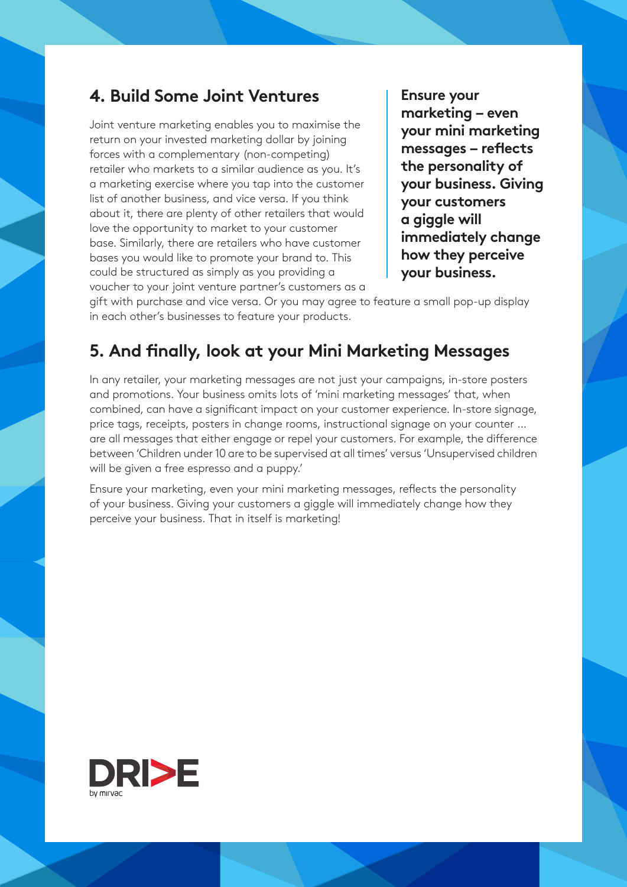## 4. Build Some Joint Ventures

Joint venture marketing enables you to maximise the return on your invested marketing dollar by joining forces with a complementary (non-competing) retailer who markets to a similar audience as you. It's a marketing exercise where you tap into the customer list of another business, and vice versa. If you think about it, there are plenty of other retailers that would love the opportunity to market to your customer base. Similarly, there are retailers who have customer bases you would like to promote your brand to. This could be structured as simply as you providing a voucher to your joint venture partner's customers as a gift with purchase and vice versa. Or you may agree to feature a small pop-up display in each other's businesses to feature your products.

**Ensure your marketing – even your mini marketing messages – reflects the personality of your business. Giving your customers a giggle will immediately change how they perceive your business.**

## 5. And finally, look at your Mini Marketing Messages

In any retailer, your marketing messages are not just your campaigns, in-store posters and promotions. Your business omits lots of 'mini marketing messages' that, when combined, can have a significant impact on your customer experience. In-store signage, price tags, receipts, posters in change rooms, instructional signage on your counter ... are all messages that either engage or repel your customers. For example, the difference between 'Children under 10 are to be supervised at all times' versus 'Unsupervised children will be given a free espresso and a puppy.'

Ensure your marketing, even your mini marketing messages, reflects the personality of your business. Giving your customers a giggle will immediately change how they perceive your business. That in itself is marketing!

DRIVE by mirvac